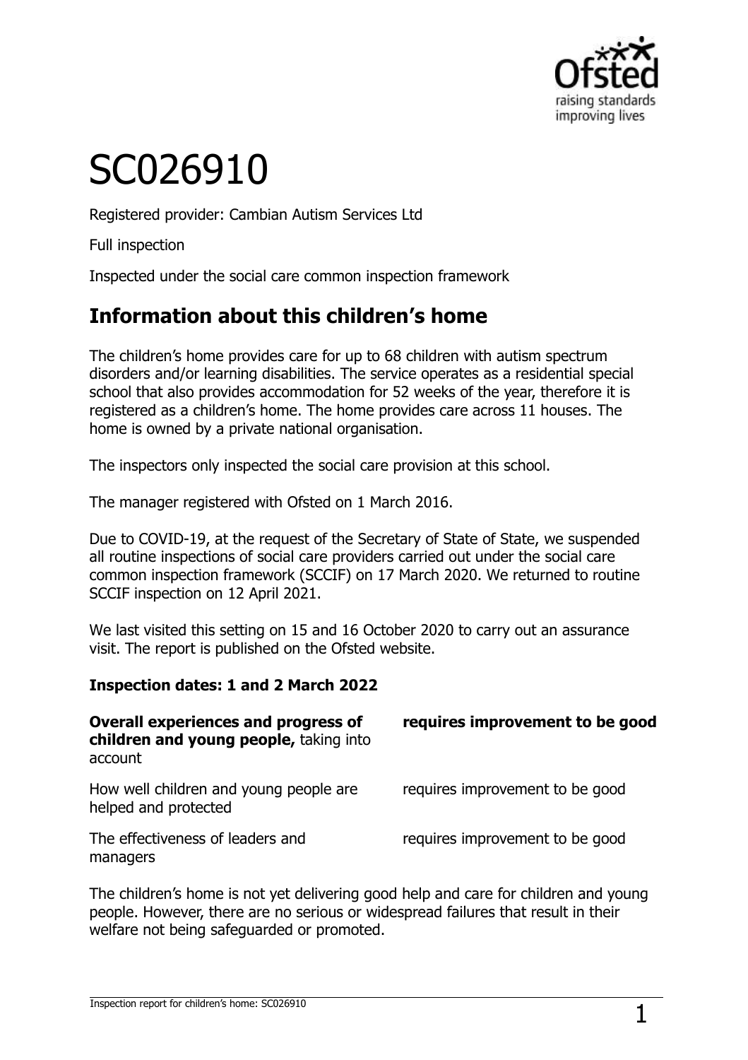# SC026910

Registered provider: Cambian Autism Services Ltd

Full inspection

Inspected under the social care common inspection framework

## Information about this children's home

The children's home provides care for up to 68 children with autism spectrum disorders and/or learning disabilities. The service operates as a residential special school that also provides accommodation for 52 weeks of the year, therefore it is registered as a children's home. The home provides care across 11 houses. The home is owned by a private national organisation.

The inspectors only inspected the social care provision at this school.

The manager registered with Ofsted on 1 March 2016.

Due to COVID-19, at the request of the Secretary of State of State, we suspended all routine inspections of social care providers carried out under the social care common inspection framework (SCCIF) on 17 March 2020. We returned to routine SCCIF inspection on 12 April 2021.

We last visited this setting on 15 and 16 October 2020 to carry out an assurance visit. The report is published on the Ofsted website.

**Inspection dates: 1 and 2 March 2022**

| | |
|---|---|
| **Overall experiences and progress of children and young people,** taking into account | **requires improvement to be good** |
| How well children and young people are helped and protected | requires improvement to be good |
| The effectiveness of leaders and managers | requires improvement to be good |

The children's home is not yet delivering good help and care for children and young people. However, there are no serious or widespread failures that result in their welfare not being safeguarded or promoted.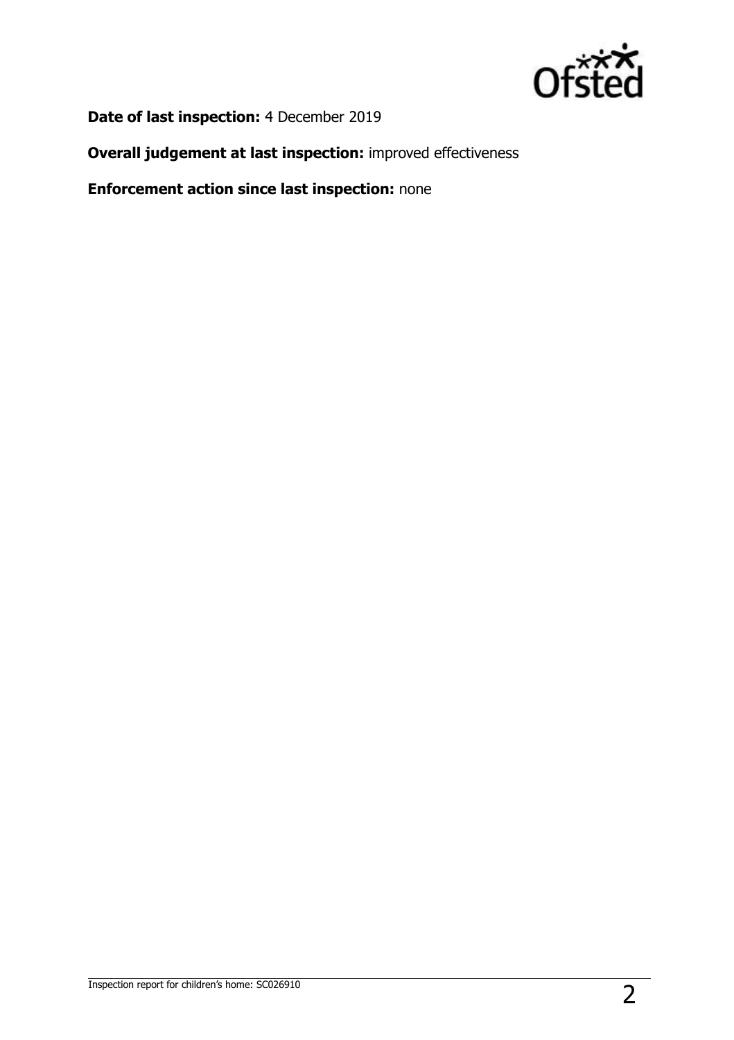**Date of last inspection:** 4 December 2019

**Overall judgement at last inspection:** improved effectiveness

**Enforcement action since last inspection:** none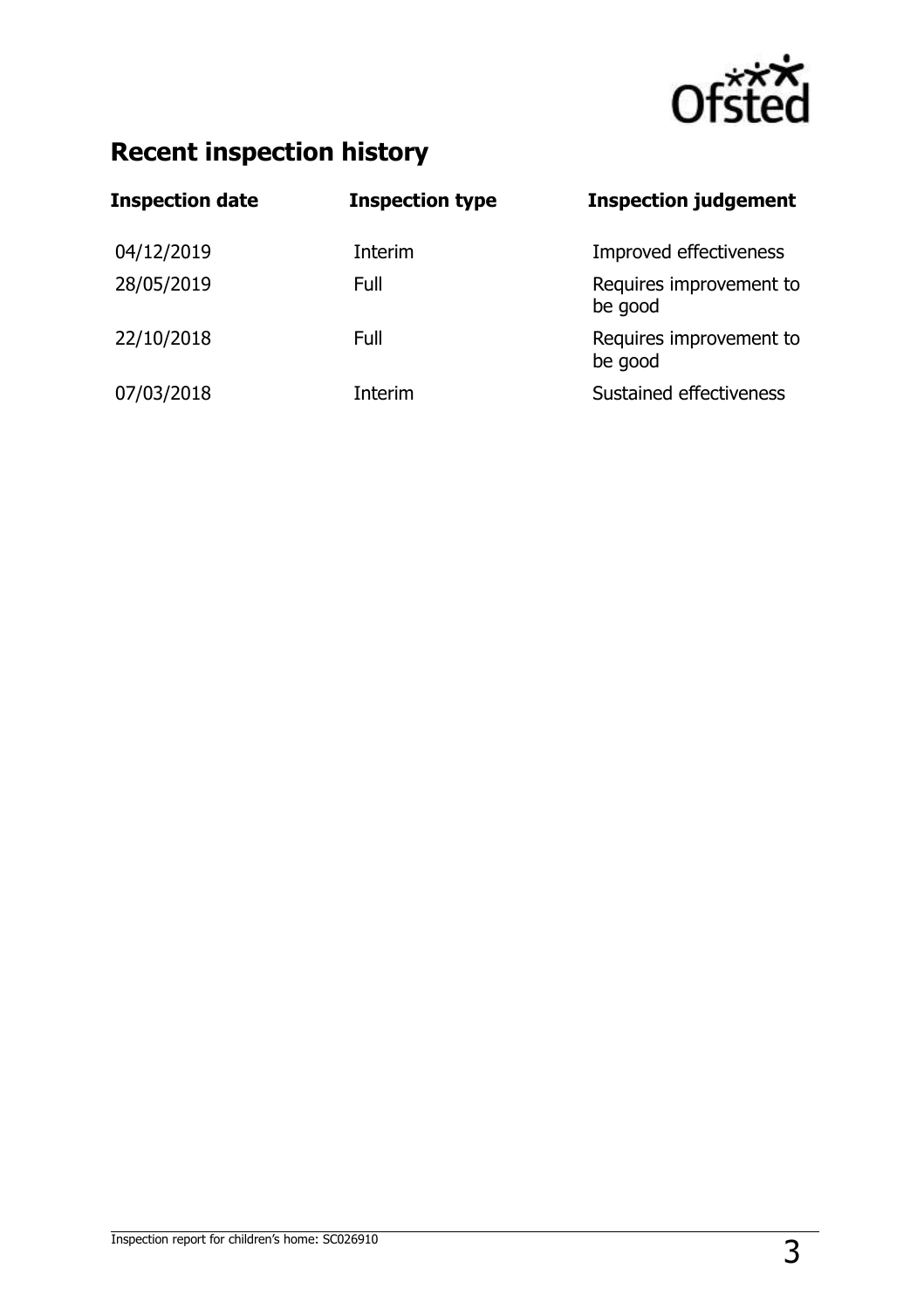## Recent inspection history

| Inspection date | Inspection type | Inspection judgement |
|---|---|---|
| 04/12/2019 | Interim | Improved effectiveness |
| 28/05/2019 | Full | Requires improvement to be good |
| 22/10/2018 | Full | Requires improvement to be good |
| 07/03/2018 | Interim | Sustained effectiveness |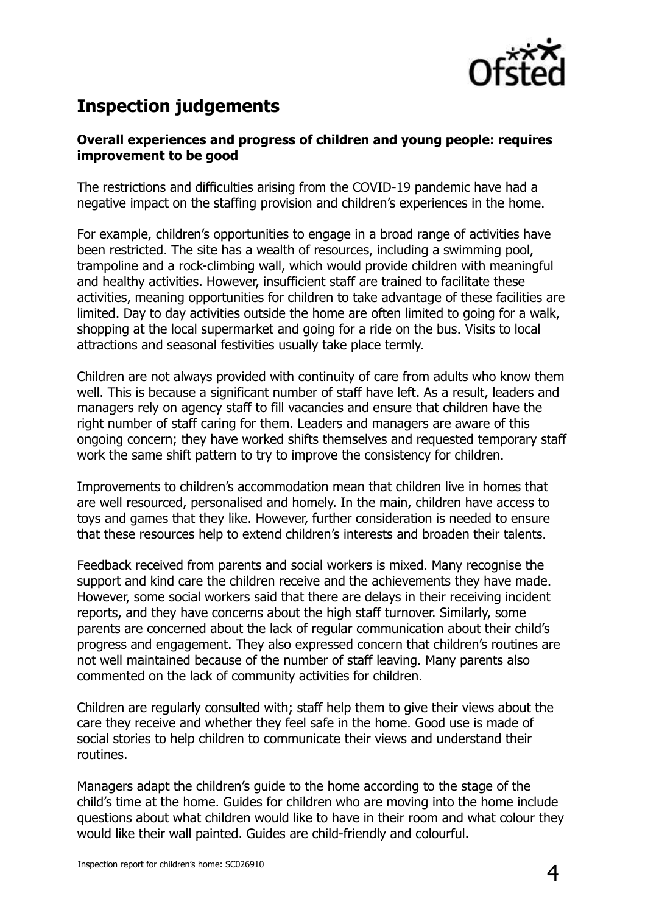## Inspection judgements

**Overall experiences and progress of children and young people: requires improvement to be good**

The restrictions and difficulties arising from the COVID-19 pandemic have had a negative impact on the staffing provision and children's experiences in the home.

For example, children's opportunities to engage in a broad range of activities have been restricted. The site has a wealth of resources, including a swimming pool, trampoline and a rock-climbing wall, which would provide children with meaningful and healthy activities. However, insufficient staff are trained to facilitate these activities, meaning opportunities for children to take advantage of these facilities are limited. Day to day activities outside the home are often limited to going for a walk, shopping at the local supermarket and going for a ride on the bus. Visits to local attractions and seasonal festivities usually take place termly.

Children are not always provided with continuity of care from adults who know them well. This is because a significant number of staff have left. As a result, leaders and managers rely on agency staff to fill vacancies and ensure that children have the right number of staff caring for them. Leaders and managers are aware of this ongoing concern; they have worked shifts themselves and requested temporary staff work the same shift pattern to try to improve the consistency for children.

Improvements to children's accommodation mean that children live in homes that are well resourced, personalised and homely. In the main, children have access to toys and games that they like. However, further consideration is needed to ensure that these resources help to extend children's interests and broaden their talents.

Feedback received from parents and social workers is mixed. Many recognise the support and kind care the children receive and the achievements they have made. However, some social workers said that there are delays in their receiving incident reports, and they have concerns about the high staff turnover. Similarly, some parents are concerned about the lack of regular communication about their child's progress and engagement. They also expressed concern that children's routines are not well maintained because of the number of staff leaving. Many parents also commented on the lack of community activities for children.

Children are regularly consulted with; staff help them to give their views about the care they receive and whether they feel safe in the home. Good use is made of social stories to help children to communicate their views and understand their routines.

Managers adapt the children's guide to the home according to the stage of the child's time at the home. Guides for children who are moving into the home include questions about what children would like to have in their room and what colour they would like their wall painted. Guides are child-friendly and colourful.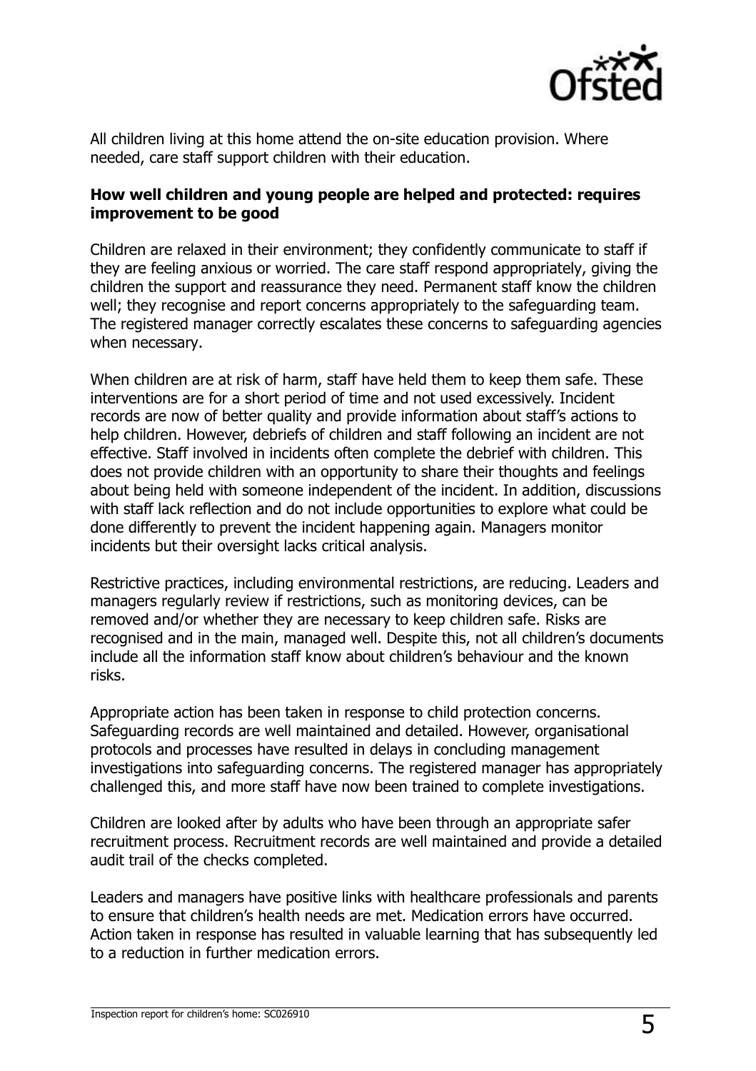All children living at this home attend the on-site education provision. Where needed, care staff support children with their education.

**How well children and young people are helped and protected: requires improvement to be good**

Children are relaxed in their environment; they confidently communicate to staff if they are feeling anxious or worried. The care staff respond appropriately, giving the children the support and reassurance they need. Permanent staff know the children well; they recognise and report concerns appropriately to the safeguarding team. The registered manager correctly escalates these concerns to safeguarding agencies when necessary.

When children are at risk of harm, staff have held them to keep them safe. These interventions are for a short period of time and not used excessively. Incident records are now of better quality and provide information about staff's actions to help children. However, debriefs of children and staff following an incident are not effective. Staff involved in incidents often complete the debrief with children. This does not provide children with an opportunity to share their thoughts and feelings about being held with someone independent of the incident. In addition, discussions with staff lack reflection and do not include opportunities to explore what could be done differently to prevent the incident happening again. Managers monitor incidents but their oversight lacks critical analysis.

Restrictive practices, including environmental restrictions, are reducing. Leaders and managers regularly review if restrictions, such as monitoring devices, can be removed and/or whether they are necessary to keep children safe. Risks are recognised and in the main, managed well. Despite this, not all children's documents include all the information staff know about children's behaviour and the known risks.

Appropriate action has been taken in response to child protection concerns. Safeguarding records are well maintained and detailed. However, organisational protocols and processes have resulted in delays in concluding management investigations into safeguarding concerns. The registered manager has appropriately challenged this, and more staff have now been trained to complete investigations.

Children are looked after by adults who have been through an appropriate safer recruitment process. Recruitment records are well maintained and provide a detailed audit trail of the checks completed.

Leaders and managers have positive links with healthcare professionals and parents to ensure that children's health needs are met. Medication errors have occurred. Action taken in response has resulted in valuable learning that has subsequently led to a reduction in further medication errors.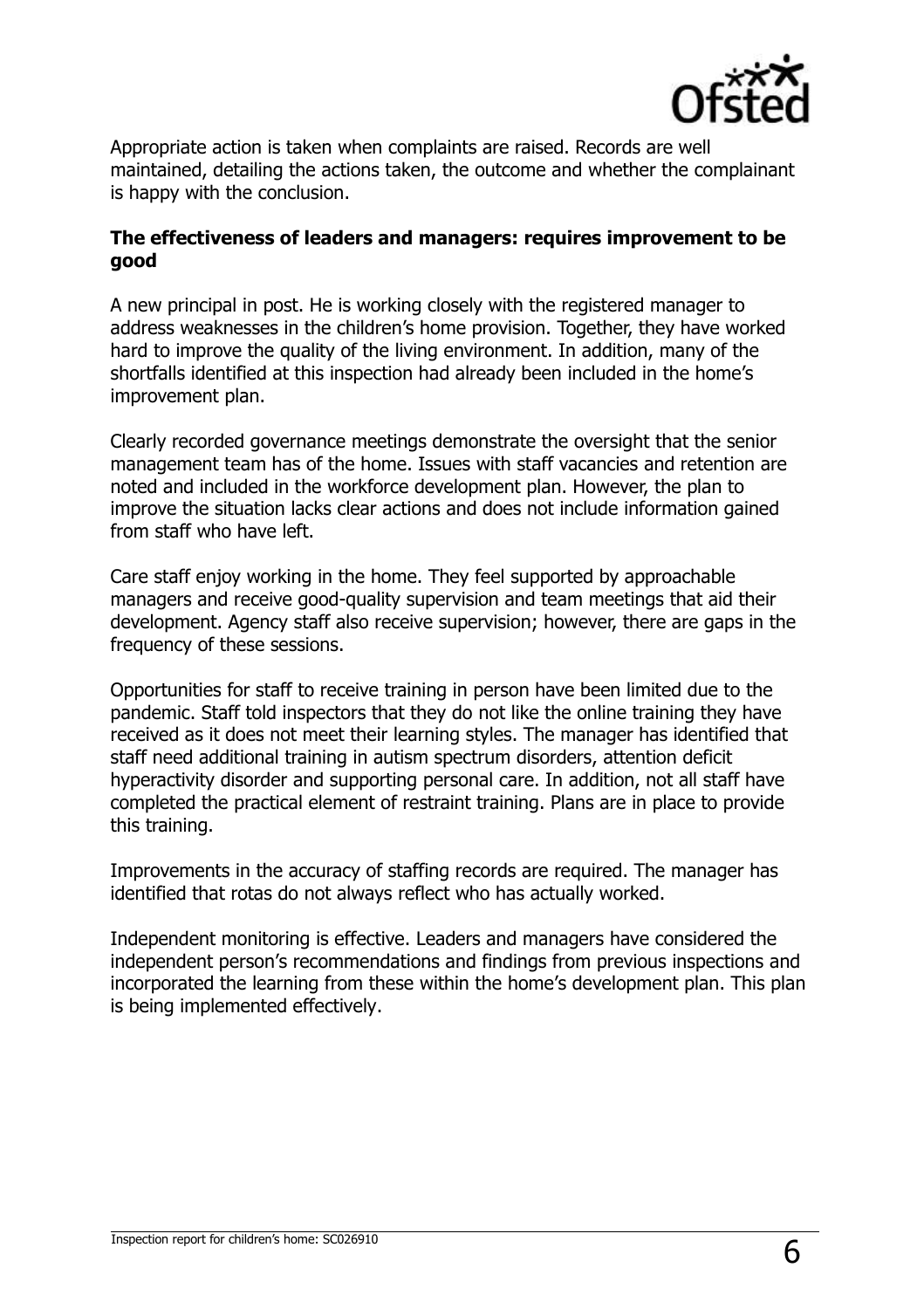Appropriate action is taken when complaints are raised. Records are well maintained, detailing the actions taken, the outcome and whether the complainant is happy with the conclusion.

**The effectiveness of leaders and managers: requires improvement to be good**

A new principal in post. He is working closely with the registered manager to address weaknesses in the children's home provision. Together, they have worked hard to improve the quality of the living environment. In addition, many of the shortfalls identified at this inspection had already been included in the home's improvement plan.

Clearly recorded governance meetings demonstrate the oversight that the senior management team has of the home. Issues with staff vacancies and retention are noted and included in the workforce development plan. However, the plan to improve the situation lacks clear actions and does not include information gained from staff who have left.

Care staff enjoy working in the home. They feel supported by approachable managers and receive good-quality supervision and team meetings that aid their development. Agency staff also receive supervision; however, there are gaps in the frequency of these sessions.

Opportunities for staff to receive training in person have been limited due to the pandemic. Staff told inspectors that they do not like the online training they have received as it does not meet their learning styles. The manager has identified that staff need additional training in autism spectrum disorders, attention deficit hyperactivity disorder and supporting personal care. In addition, not all staff have completed the practical element of restraint training. Plans are in place to provide this training.

Improvements in the accuracy of staffing records are required. The manager has identified that rotas do not always reflect who has actually worked.

Independent monitoring is effective. Leaders and managers have considered the independent person's recommendations and findings from previous inspections and incorporated the learning from these within the home's development plan. This plan is being implemented effectively.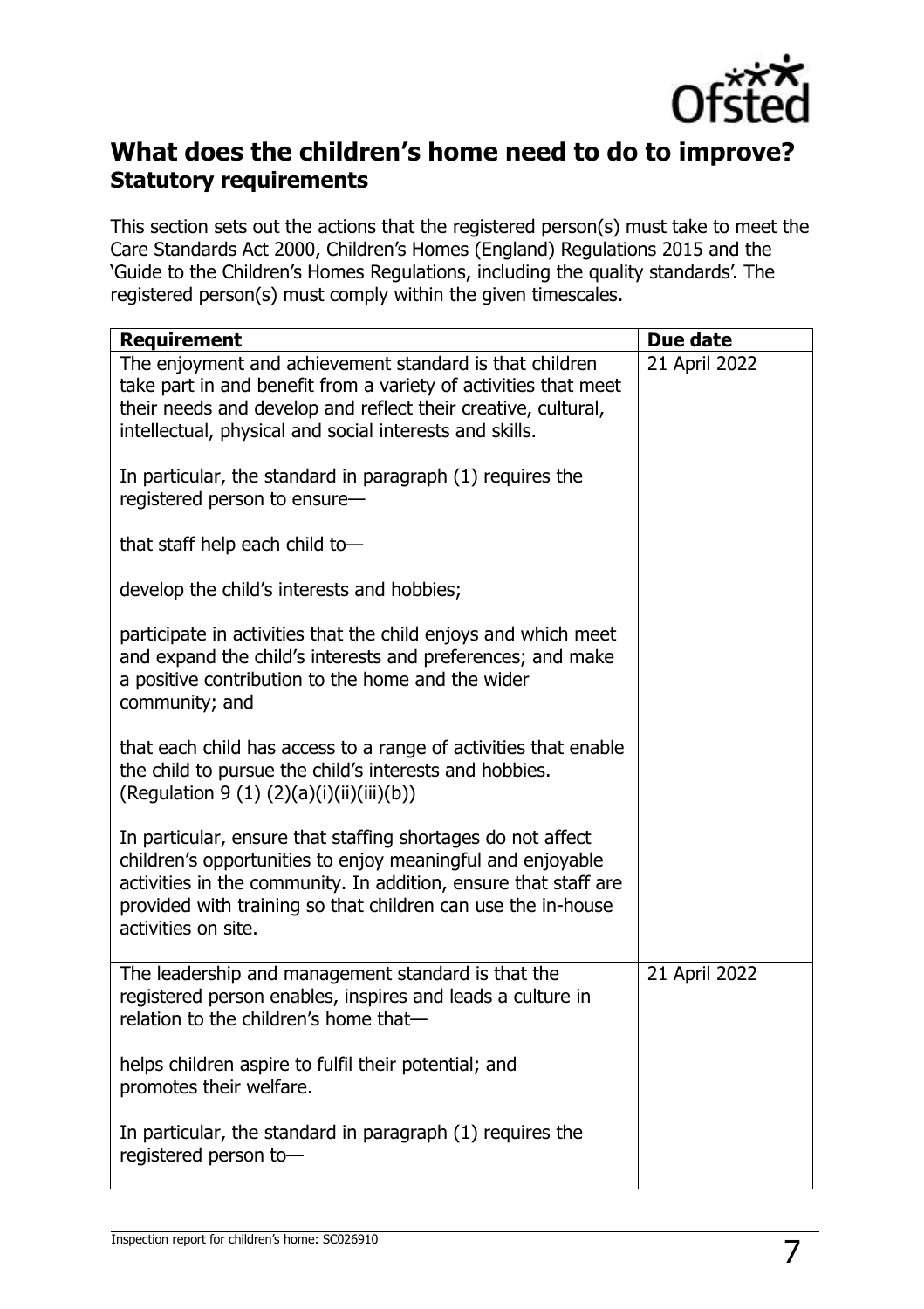## What does the children's home need to do to improve?

### Statutory requirements

This section sets out the actions that the registered person(s) must take to meet the Care Standards Act 2000, Children's Homes (England) Regulations 2015 and the 'Guide to the Children's Homes Regulations, including the quality standards'. The registered person(s) must comply within the given timescales.

| Requirement | Due date |
| --- | --- |
| The enjoyment and achievement standard is that children take part in and benefit from a variety of activities that meet their needs and develop and reflect their creative, cultural, intellectual, physical and social interests and skills.<br><br>In particular, the standard in paragraph (1) requires the registered person to ensure—<br><br>that staff help each child to—<br><br>develop the child's interests and hobbies;<br><br>participate in activities that the child enjoys and which meet and expand the child's interests and preferences; and make a positive contribution to the home and the wider community; and<br><br>that each child has access to a range of activities that enable the child to pursue the child's interests and hobbies. (Regulation 9 (1) (2)(a)(i)(ii)(iii)(b))<br><br>In particular, ensure that staffing shortages do not affect children's opportunities to enjoy meaningful and enjoyable activities in the community. In addition, ensure that staff are provided with training so that children can use the in-house activities on site. | 21 April 2022 |
| The leadership and management standard is that the registered person enables, inspires and leads a culture in relation to the children's home that—<br><br>helps children aspire to fulfil their potential; and promotes their welfare.<br><br>In particular, the standard in paragraph (1) requires the registered person to— | 21 April 2022 |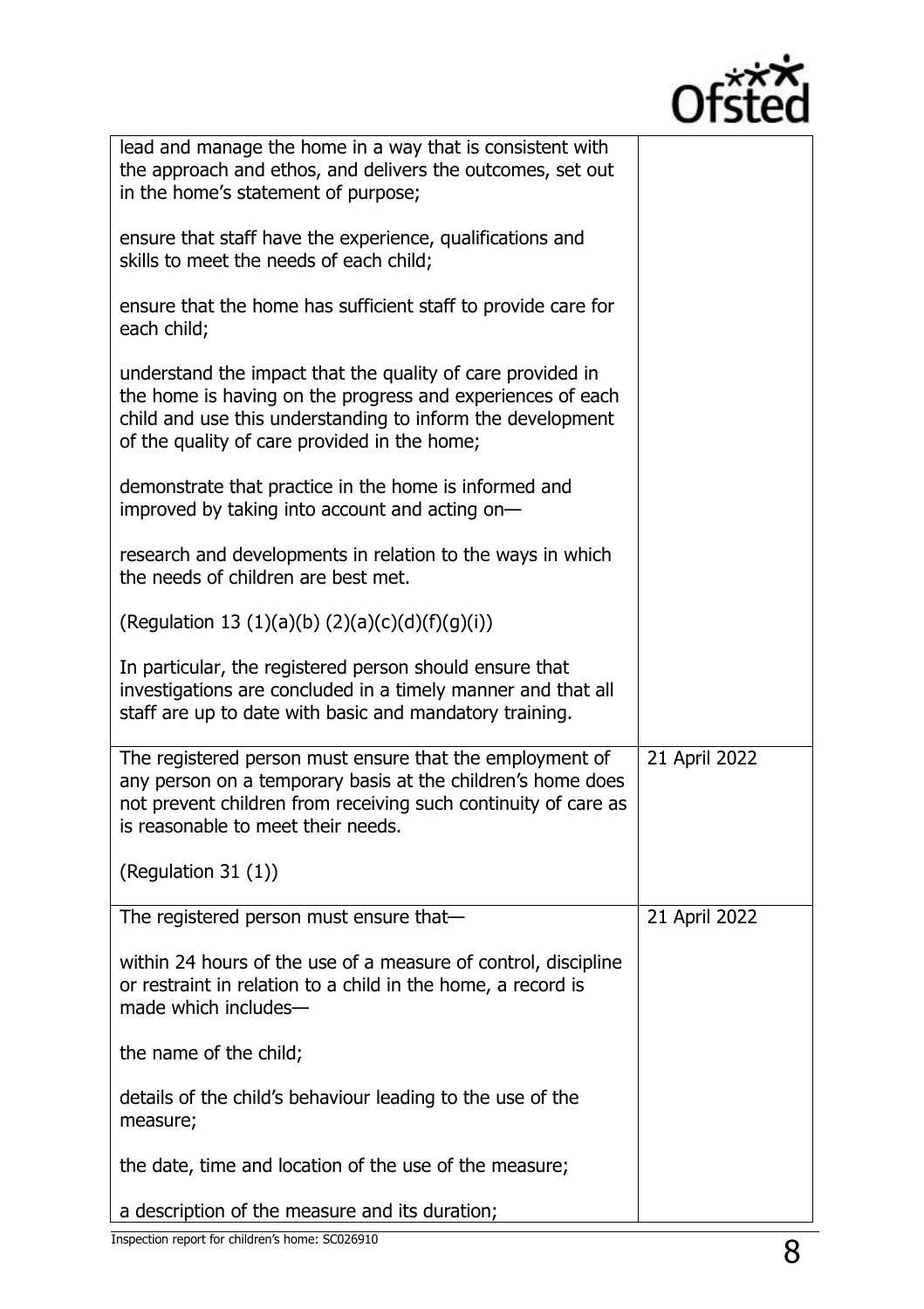| | |
|---|---|
| lead and manage the home in a way that is consistent with the approach and ethos, and delivers the outcomes, set out in the home's statement of purpose;<br><br>ensure that staff have the experience, qualifications and skills to meet the needs of each child;<br><br>ensure that the home has sufficient staff to provide care for each child;<br><br>understand the impact that the quality of care provided in the home is having on the progress and experiences of each child and use this understanding to inform the development of the quality of care provided in the home;<br><br>demonstrate that practice in the home is informed and improved by taking into account and acting on—<br><br>research and developments in relation to the ways in which the needs of children are best met.<br><br>(Regulation 13 (1)(a)(b) (2)(a)(c)(d)(f)(g)(i))<br><br>In particular, the registered person should ensure that investigations are concluded in a timely manner and that all staff are up to date with basic and mandatory training. | |
| The registered person must ensure that the employment of any person on a temporary basis at the children's home does not prevent children from receiving such continuity of care as is reasonable to meet their needs.<br><br>(Regulation 31 (1)) | 21 April 2022 |
| The registered person must ensure that—<br><br>within 24 hours of the use of a measure of control, discipline or restraint in relation to a child in the home, a record is made which includes—<br><br>the name of the child;<br><br>details of the child's behaviour leading to the use of the measure;<br><br>the date, time and location of the use of the measure;<br><br>a description of the measure and its duration; | 21 April 2022 |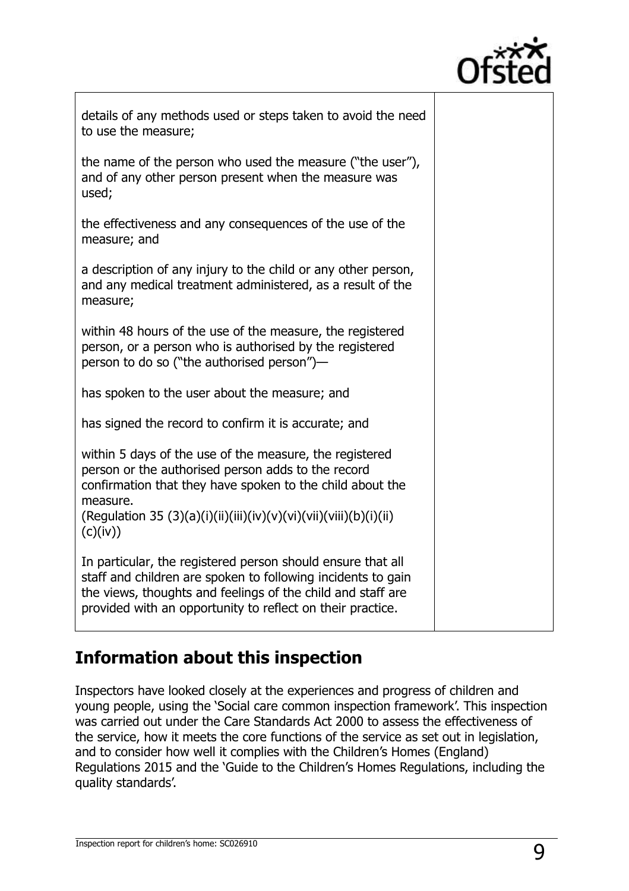| | |
|---|---|
| details of any methods used or steps taken to avoid the need to use the measure;<br><br>the name of the person who used the measure ("the user"), and of any other person present when the measure was used;<br><br>the effectiveness and any consequences of the use of the measure; and<br><br>a description of any injury to the child or any other person, and any medical treatment administered, as a result of the measure;<br><br>within 48 hours of the use of the measure, the registered person, or a person who is authorised by the registered person to do so ("the authorised person")—<br><br>has spoken to the user about the measure; and<br><br>has signed the record to confirm it is accurate; and<br><br>within 5 days of the use of the measure, the registered person or the authorised person adds to the record confirmation that they have spoken to the child about the measure.<br>(Regulation 35 (3)(a)(i)(ii)(iii)(iv)(v)(vi)(vii)(viii)(b)(i)(ii)(c)(iv))<br><br>In particular, the registered person should ensure that all staff and children are spoken to following incidents to gain the views, thoughts and feelings of the child and staff are provided with an opportunity to reflect on their practice. | |

## Information about this inspection

Inspectors have looked closely at the experiences and progress of children and young people, using the 'Social care common inspection framework'. This inspection was carried out under the Care Standards Act 2000 to assess the effectiveness of the service, how it meets the core functions of the service as set out in legislation, and to consider how well it complies with the Children's Homes (England) Regulations 2015 and the 'Guide to the Children's Homes Regulations, including the quality standards'.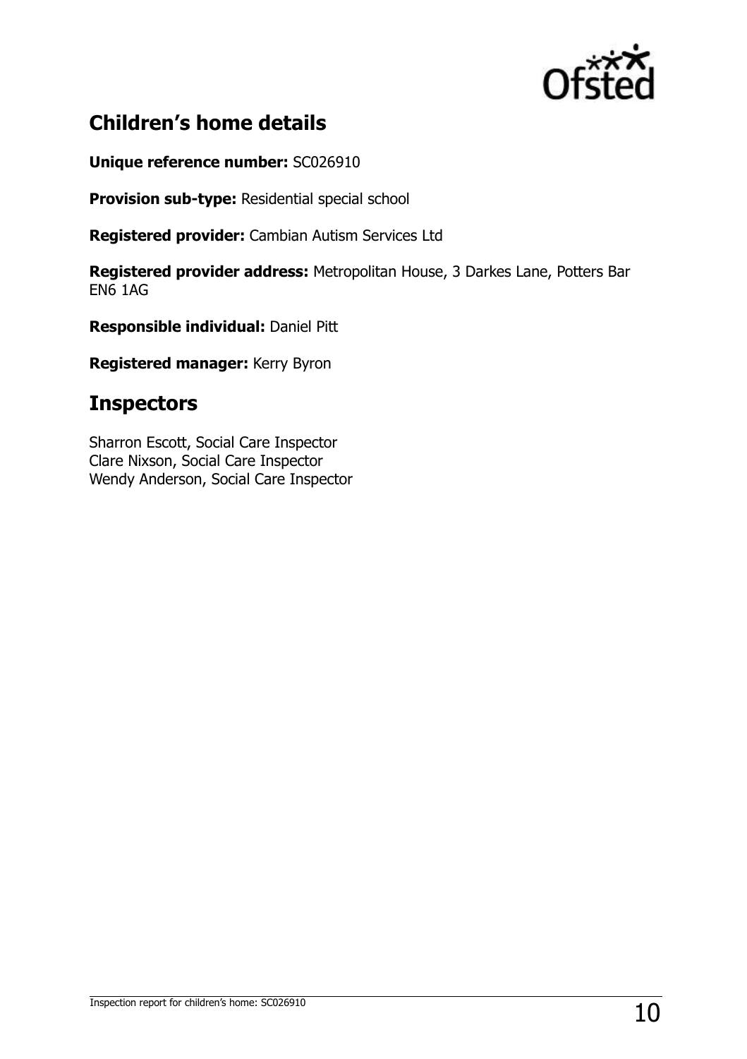## Children's home details

**Unique reference number:** SC026910

**Provision sub-type:** Residential special school

**Registered provider:** Cambian Autism Services Ltd

**Registered provider address:** Metropolitan House, 3 Darkes Lane, Potters Bar EN6 1AG

**Responsible individual:** Daniel Pitt

**Registered manager:** Kerry Byron

## Inspectors

Sharron Escott, Social Care Inspector
Clare Nixson, Social Care Inspector
Wendy Anderson, Social Care Inspector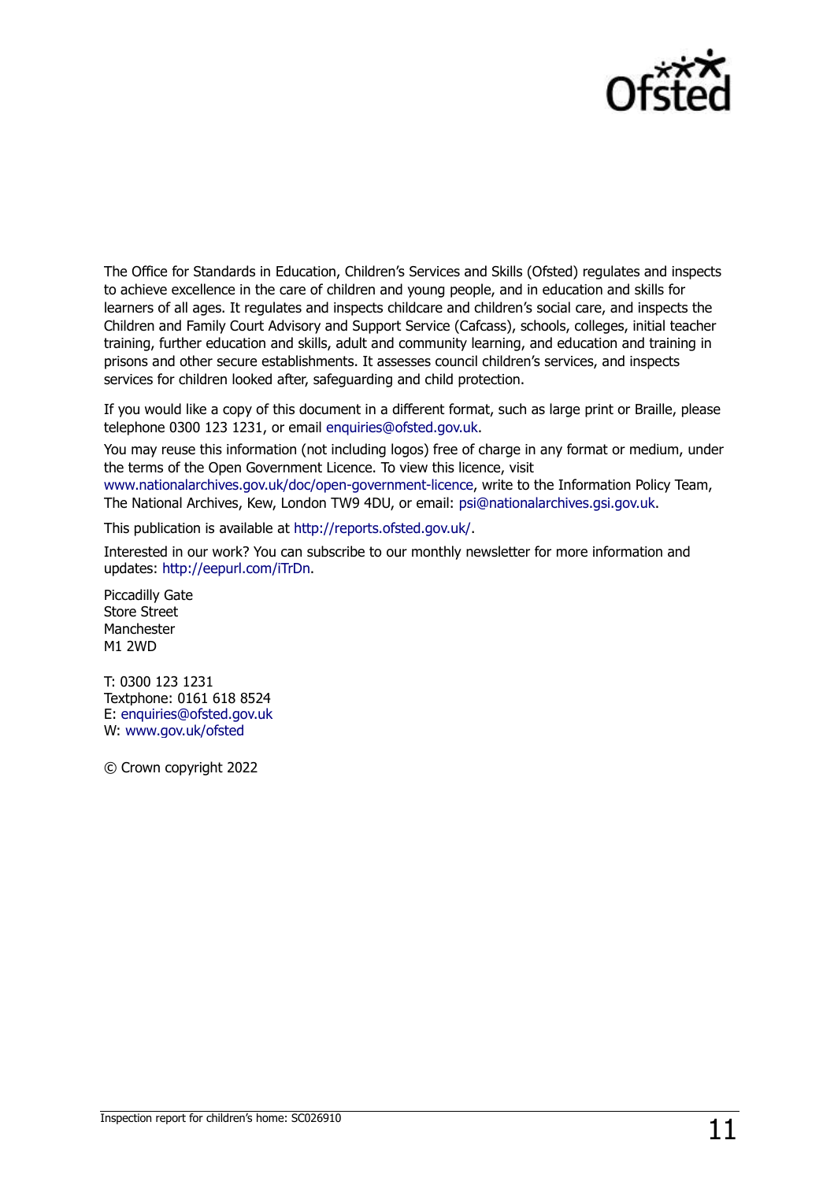The Office for Standards in Education, Children's Services and Skills (Ofsted) regulates and inspects to achieve excellence in the care of children and young people, and in education and skills for learners of all ages. It regulates and inspects childcare and children's social care, and inspects the Children and Family Court Advisory and Support Service (Cafcass), schools, colleges, initial teacher training, further education and skills, adult and community learning, and education and training in prisons and other secure establishments. It assesses council children's services, and inspects services for children looked after, safeguarding and child protection.

If you would like a copy of this document in a different format, such as large print or Braille, please telephone 0300 123 1231, or email enquiries@ofsted.gov.uk.

You may reuse this information (not including logos) free of charge in any format or medium, under the terms of the Open Government Licence. To view this licence, visit www.nationalarchives.gov.uk/doc/open-government-licence, write to the Information Policy Team, The National Archives, Kew, London TW9 4DU, or email: psi@nationalarchives.gsi.gov.uk.

This publication is available at http://reports.ofsted.gov.uk/.

Interested in our work? You can subscribe to our monthly newsletter for more information and updates: http://eepurl.com/iTrDn.

Piccadilly Gate
Store Street
Manchester
M1 2WD

T: 0300 123 1231
Textphone: 0161 618 8524
E: enquiries@ofsted.gov.uk
W: www.gov.uk/ofsted

© Crown copyright 2022